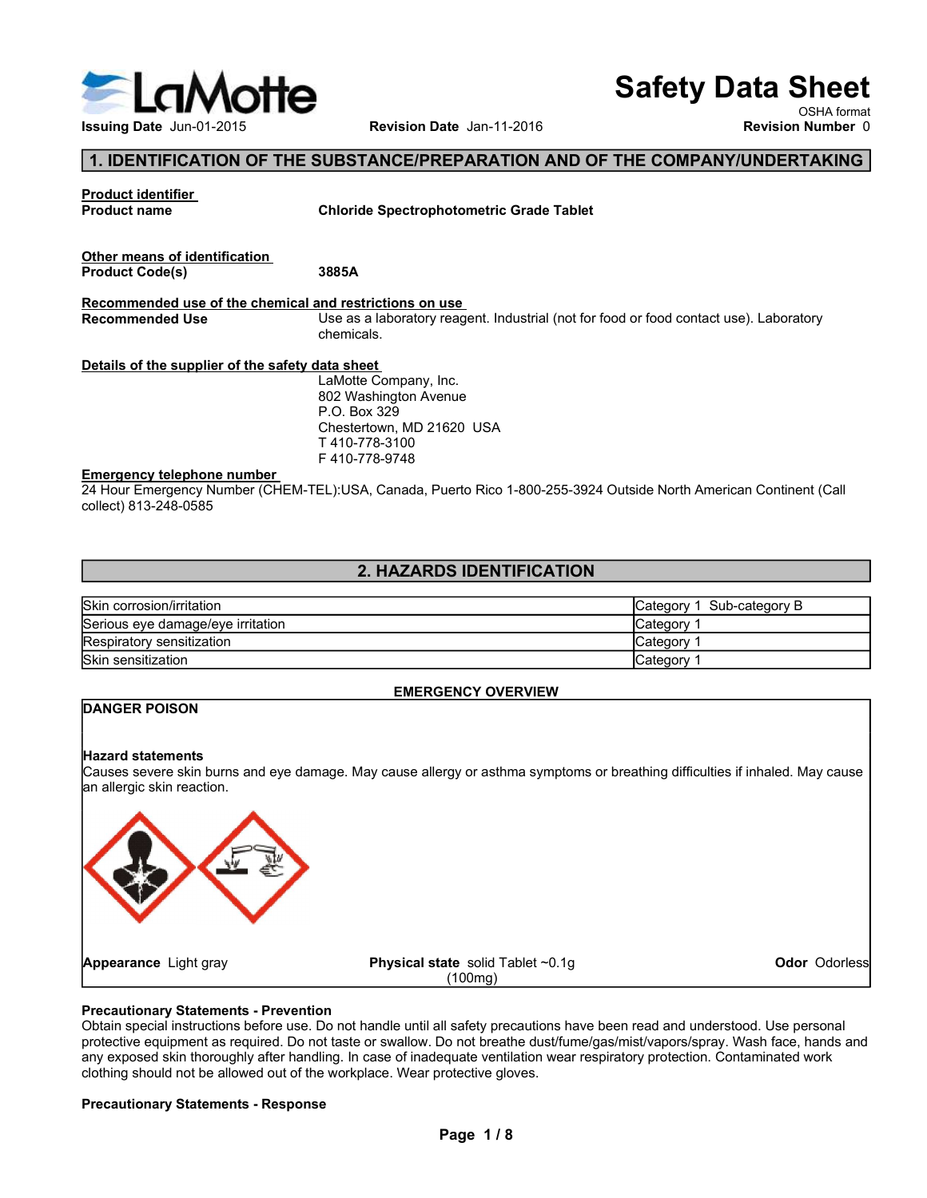# Safety Data Sheet

OSHA format

**Issuing Date** Jun-01-2015 **Revision Date** Jan-11-2016 **Revision Number** 0

## 1. IDENTIFICATION OF THE SUBSTANCE/PREPARATION AND OF THE COMPANY/UNDERTAKING

**Product identifier**

**Product name** **Chloride Spectrophotometric Grade Tablet**

**Other means of identification**

**Product Code(s)** **3885A**

**Recommended use of the chemical and restrictions on use**

**Recommended Use** Use as a laboratory reagent. Industrial (not for food or food contact use). Laboratory chemicals.

**Details of the supplier of the safety data sheet**

LaMotte Company, Inc.
802 Washington Avenue
P.O. Box 329
Chestertown, MD 21620 USA
T 410-778-3100
F 410-778-9748

**Emergency telephone number**

24 Hour Emergency Number (CHEM-TEL):USA, Canada, Puerto Rico 1-800-255-3924 Outside North American Continent (Call collect) 813-248-0585

## 2. HAZARDS IDENTIFICATION

| | |
|---|---|
| Skin corrosion/irritation | Category 1 Sub-category B |
| Serious eye damage/eye irritation | Category 1 |
| Respiratory sensitization | Category 1 |
| Skin sensitization | Category 1 |

**EMERGENCY OVERVIEW**

**DANGER POISON**

**Hazard statements**

Causes severe skin burns and eye damage. May cause allergy or asthma symptoms or breathing difficulties if inhaled. May cause an allergic skin reaction.

**Appearance** Light gray **Physical state** solid Tablet ~0.1g (100mg) **Odor** Odorless

**Precautionary Statements - Prevention**

Obtain special instructions before use. Do not handle until all safety precautions have been read and understood. Use personal protective equipment as required. Do not taste or swallow. Do not breathe dust/fume/gas/mist/vapors/spray. Wash face, hands and any exposed skin thoroughly after handling. In case of inadequate ventilation wear respiratory protection. Contaminated work clothing should not be allowed out of the workplace. Wear protective gloves.

**Precautionary Statements - Response**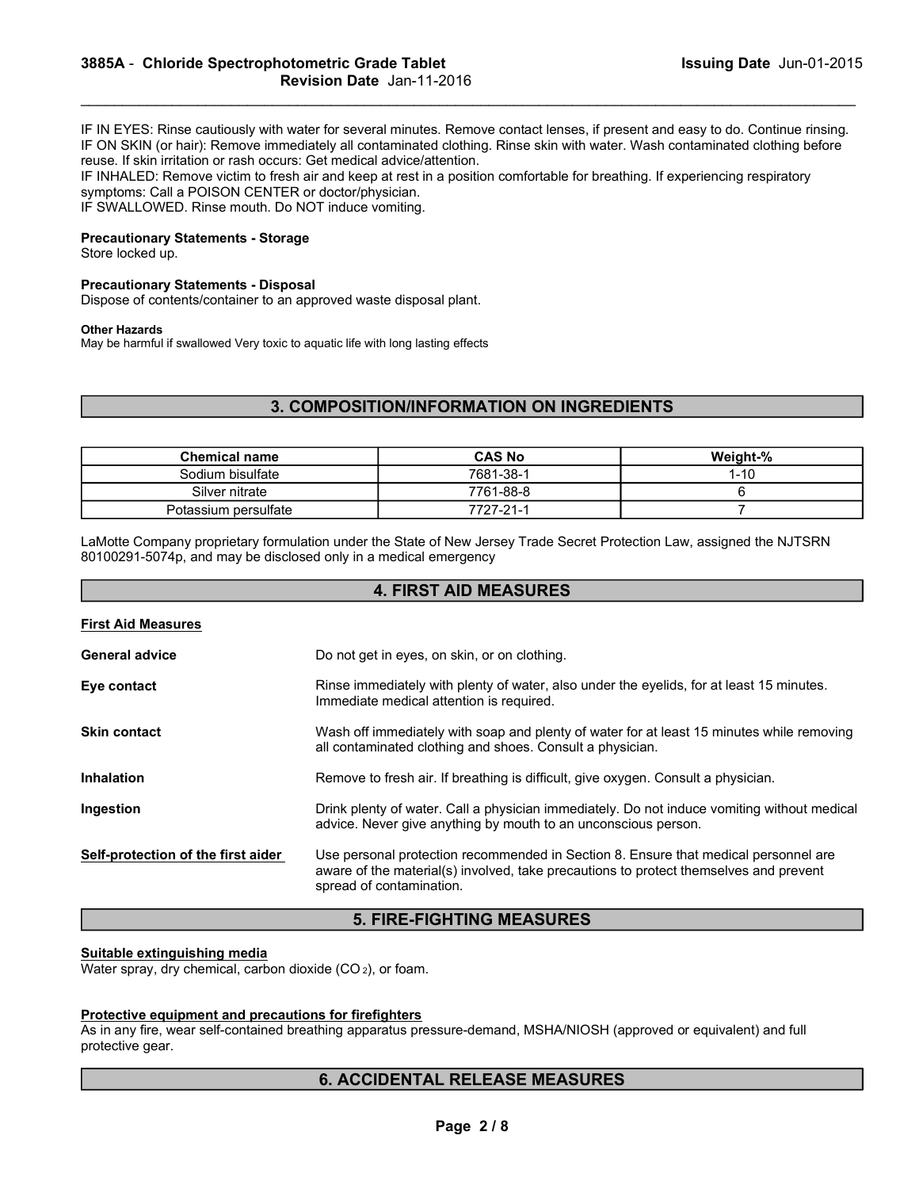IF IN EYES: Rinse cautiously with water for several minutes. Remove contact lenses, if present and easy to do. Continue rinsing.
IF ON SKIN (or hair): Remove immediately all contaminated clothing. Rinse skin with water. Wash contaminated clothing before reuse. If skin irritation or rash occurs: Get medical advice/attention.
IF INHALED: Remove victim to fresh air and keep at rest in a position comfortable for breathing. If experiencing respiratory symptoms: Call a POISON CENTER or doctor/physician.
IF SWALLOWED. Rinse mouth. Do NOT induce vomiting.

**Precautionary Statements - Storage**
Store locked up.

**Precautionary Statements - Disposal**
Dispose of contents/container to an approved waste disposal plant.

**Other Hazards**
May be harmful if swallowed Very toxic to aquatic life with long lasting effects

## 3. COMPOSITION/INFORMATION ON INGREDIENTS

| Chemical name | CAS No | Weight-% |
|---|---|---|
| Sodium bisulfate | 7681-38-1 | 1-10 |
| Silver nitrate | 7761-88-8 | 6 |
| Potassium persulfate | 7727-21-1 | 7 |

LaMotte Company proprietary formulation under the State of New Jersey Trade Secret Protection Law, assigned the NJTSRN 80100291-5074p, and may be disclosed only in a medical emergency

## 4. FIRST AID MEASURES

**First Aid Measures**

**General advice**: Do not get in eyes, on skin, or on clothing.

**Eye contact**: Rinse immediately with plenty of water, also under the eyelids, for at least 15 minutes. Immediate medical attention is required.

**Skin contact**: Wash off immediately with soap and plenty of water for at least 15 minutes while removing all contaminated clothing and shoes. Consult a physician.

**Inhalation**: Remove to fresh air. If breathing is difficult, give oxygen. Consult a physician.

**Ingestion**: Drink plenty of water. Call a physician immediately. Do not induce vomiting without medical advice. Never give anything by mouth to an unconscious person.

**Self-protection of the first aider**: Use personal protection recommended in Section 8. Ensure that medical personnel are aware of the material(s) involved, take precautions to protect themselves and prevent spread of contamination.

## 5. FIRE-FIGHTING MEASURES

**Suitable extinguishing media**
Water spray, dry chemical, carbon dioxide ($CO_2$), or foam.

**Protective equipment and precautions for firefighters**
As in any fire, wear self-contained breathing apparatus pressure-demand, MSHA/NIOSH (approved or equivalent) and full protective gear.

## 6. ACCIDENTAL RELEASE MEASURES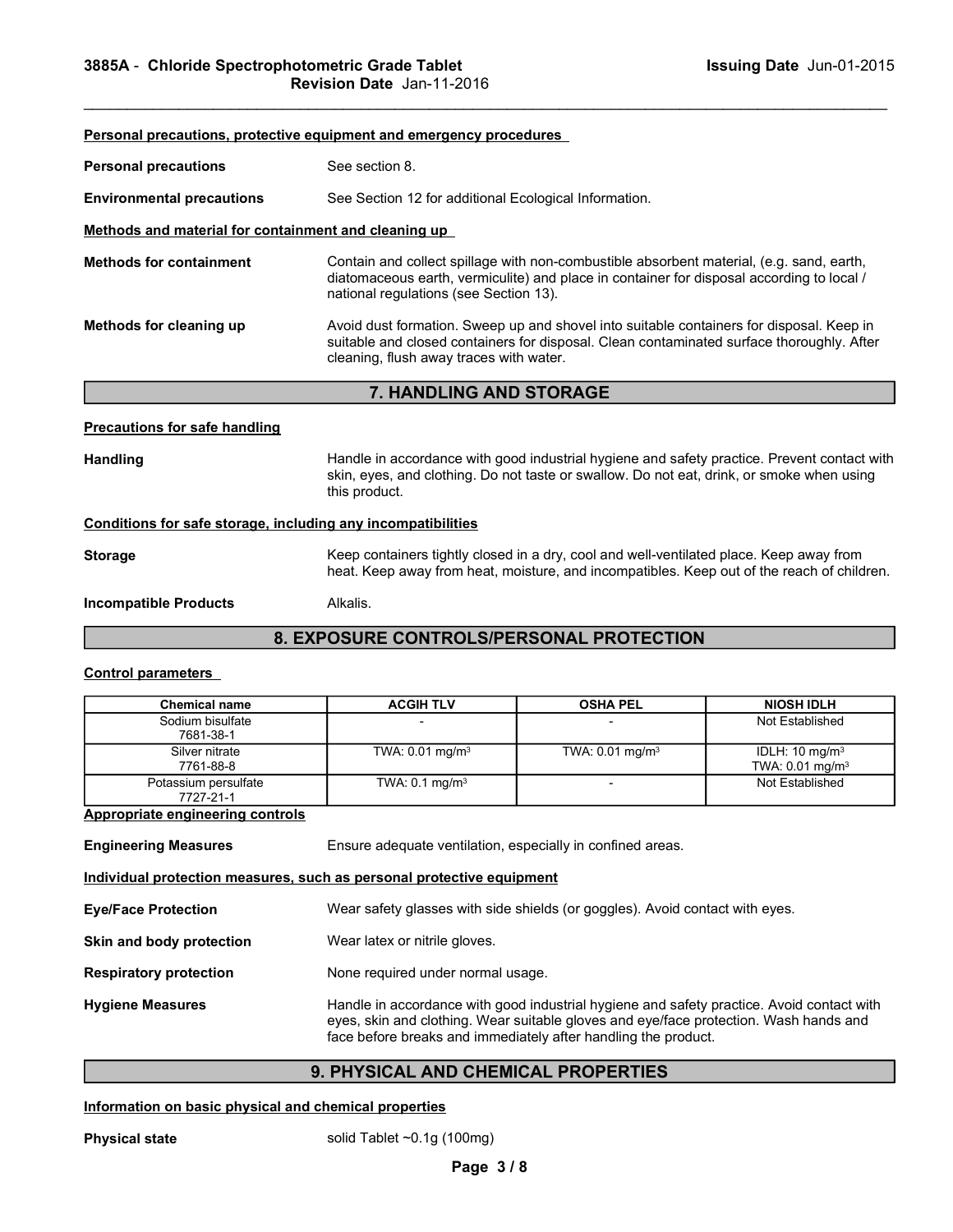**Personal precautions, protective equipment and emergency procedures**

**Personal precautions** See section 8.

**Environmental precautions** See Section 12 for additional Ecological Information.

**Methods and material for containment and cleaning up**

**Methods for containment** Contain and collect spillage with non-combustible absorbent material, (e.g. sand, earth, diatomaceous earth, vermiculite) and place in container for disposal according to local / national regulations (see Section 13).

**Methods for cleaning up** Avoid dust formation. Sweep up and shovel into suitable containers for disposal. Keep in suitable and closed containers for disposal. Clean contaminated surface thoroughly. After cleaning, flush away traces with water.

## 7. HANDLING AND STORAGE

**Precautions for safe handling**

**Handling** Handle in accordance with good industrial hygiene and safety practice. Prevent contact with skin, eyes, and clothing. Do not taste or swallow. Do not eat, drink, or smoke when using this product.

**Conditions for safe storage, including any incompatibilities**

**Storage** Keep containers tightly closed in a dry, cool and well-ventilated place. Keep away from heat. Keep away from heat, moisture, and incompatibles. Keep out of the reach of children.

**Incompatible Products** Alkalis.

## 8. EXPOSURE CONTROLS/PERSONAL PROTECTION

**Control parameters**

| Chemical name | ACGIH TLV | OSHA PEL | NIOSH IDLH |
|---|---|---|---|
| Sodium bisulfate 7681-38-1 | - | - | Not Established |
| Silver nitrate 7761-88-8 | TWA: 0.01 mg/m$^3$ | TWA: 0.01 mg/m$^3$ | IDLH: 10 mg/m$^3$ TWA: 0.01 mg/m$^3$ |
| Potassium persulfate 7727-21-1 | TWA: 0.1 mg/m$^3$ | - | Not Established |

**Appropriate engineering controls**

**Engineering Measures** Ensure adequate ventilation, especially in confined areas.

**Individual protection measures, such as personal protective equipment**

**Eye/Face Protection** Wear safety glasses with side shields (or goggles). Avoid contact with eyes.

**Skin and body protection** Wear latex or nitrile gloves.

**Respiratory protection** None required under normal usage.

**Hygiene Measures** Handle in accordance with good industrial hygiene and safety practice. Avoid contact with eyes, skin and clothing. Wear suitable gloves and eye/face protection. Wash hands and face before breaks and immediately after handling the product.

## 9. PHYSICAL AND CHEMICAL PROPERTIES

**Information on basic physical and chemical properties**

**Physical state** solid Tablet ~0.1g (100mg)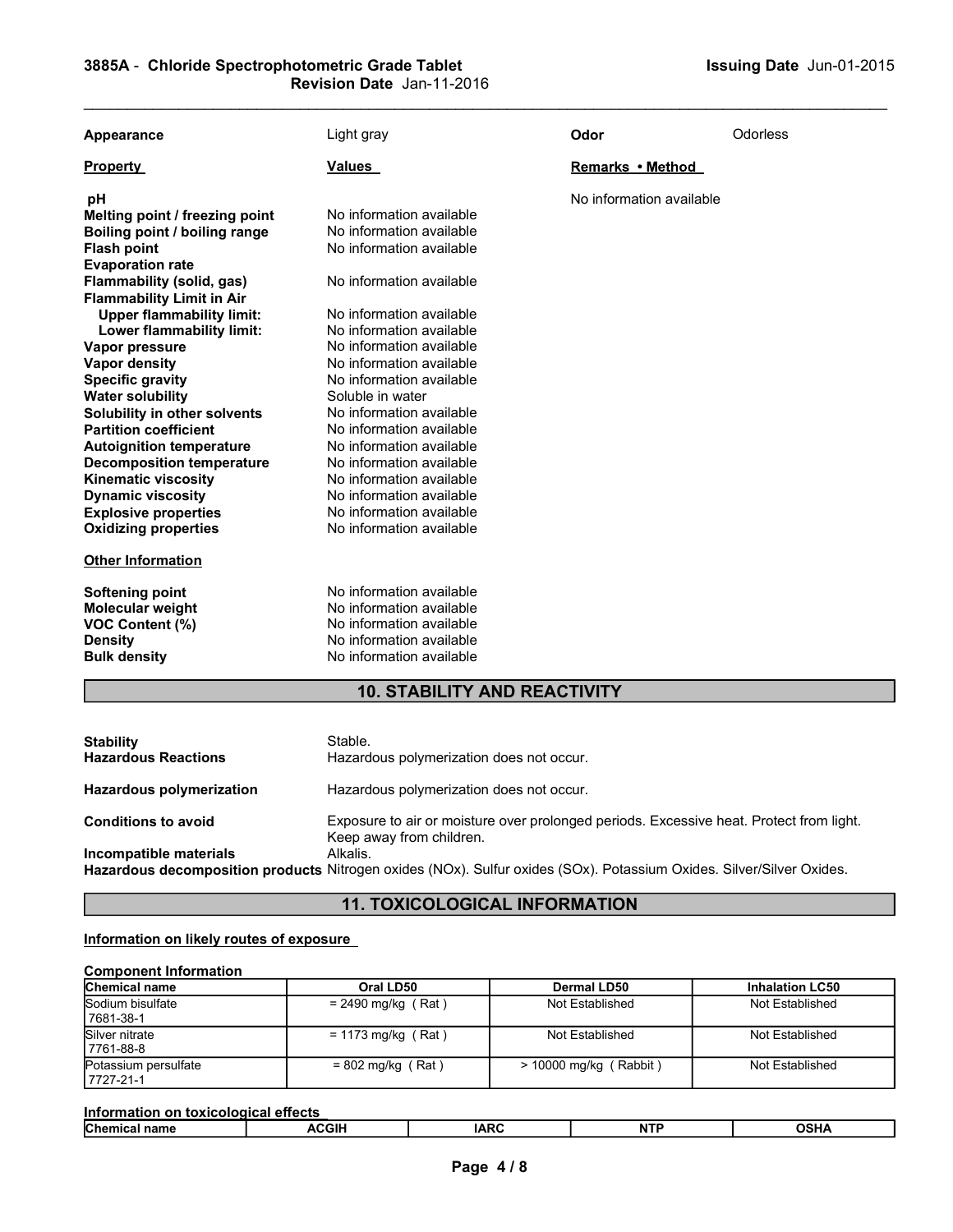| | | | |
|---|---|---|---|
| **Appearance** | Light gray | **Odor** | Odorless |

| **Property** | **Values** | **Remarks • Method** |
|---|---|---|
| **pH** | | No information available |
| **Melting point / freezing point** | No information available | |
| **Boiling point / boiling range** | No information available | |
| **Flash point** | No information available | |
| **Evaporation rate** | | |
| **Flammability (solid, gas)** | No information available | |
| **Flammability Limit in Air** | | |
| **Upper flammability limit:** | No information available | |
| **Lower flammability limit:** | No information available | |
| **Vapor pressure** | No information available | |
| **Vapor density** | No information available | |
| **Specific gravity** | No information available | |
| **Water solubility** | Soluble in water | |
| **Solubility in other solvents** | No information available | |
| **Partition coefficient** | No information available | |
| **Autoignition temperature** | No information available | |
| **Decomposition temperature** | No information available | |
| **Kinematic viscosity** | No information available | |
| **Dynamic viscosity** | No information available | |
| **Explosive properties** | No information available | |
| **Oxidizing properties** | No information available | |

**Other Information**

| | |
|---|---|
| **Softening point** | No information available |
| **Molecular weight** | No information available |
| **VOC Content (%)** | No information available |
| **Density** | No information available |
| **Bulk density** | No information available |

## 10. STABILITY AND REACTIVITY

| | |
|---|---|
| **Stability** | Stable. |
| **Hazardous Reactions** | Hazardous polymerization does not occur. |
| **Hazardous polymerization** | Hazardous polymerization does not occur. |
| **Conditions to avoid** | Exposure to air or moisture over prolonged periods. Excessive heat. Protect from light. Keep away from children. |
| **Incompatible materials** | Alkalis. |
| **Hazardous decomposition products** | Nitrogen oxides (NOx). Sulfur oxides (SOx). Potassium Oxides. Silver/Silver Oxides. |

## 11. TOXICOLOGICAL INFORMATION

**Information on likely routes of exposure**

**Component Information**

| Chemical name | Oral LD50 | Dermal LD50 | Inhalation LC50 |
|---|---|---|---|
| Sodium bisulfate 7681-38-1 | = 2490 mg/kg ( Rat ) | Not Established | Not Established |
| Silver nitrate 7761-88-8 | = 1173 mg/kg ( Rat ) | Not Established | Not Established |
| Potassium persulfate 7727-21-1 | = 802 mg/kg ( Rat ) | > 10000 mg/kg ( Rabbit ) | Not Established |

**Information on toxicological effects**

| Chemical name | ACGIH | IARC | NTP | OSHA |
|---|---|---|---|---|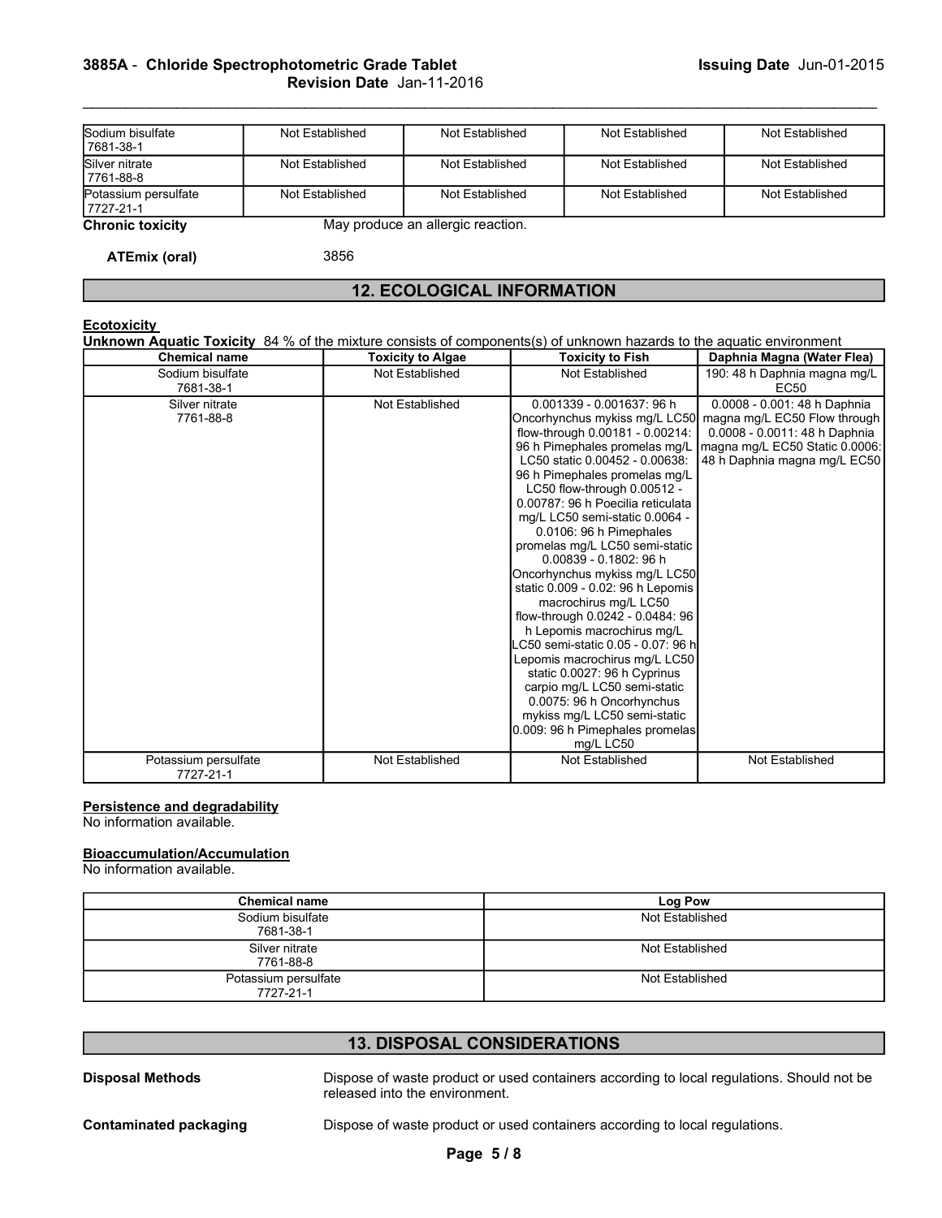| Sodium bisulfate 7681-38-1 | Not Established | Not Established | Not Established | Not Established |
| --- | --- | --- | --- | --- |
| Silver nitrate 7761-88-8 | Not Established | Not Established | Not Established | Not Established |
| Potassium persulfate 7727-21-1 | Not Established | Not Established | Not Established | Not Established |

**Chronic toxicity** May produce an allergic reaction.

**ATEmix (oral)** 3856

## 12. ECOLOGICAL INFORMATION

**Ecotoxicity**

**Unknown Aquatic Toxicity** 84 % of the mixture consists of components(s) of unknown hazards to the aquatic environment

| Chemical name | Toxicity to Algae | Toxicity to Fish | Daphnia Magna (Water Flea) |
| --- | --- | --- | --- |
| Sodium bisulfate 7681-38-1 | Not Established | Not Established | 190: 48 h Daphnia magna mg/L EC50 |
| Silver nitrate 7761-88-8 | Not Established | 0.001339 - 0.001637: 96 h Oncorhynchus mykiss mg/L LC50 flow-through 0.00181 - 0.00214: 96 h Pimephales promelas mg/L LC50 static 0.00452 - 0.00638: 96 h Pimephales promelas mg/L LC50 flow-through 0.00512 - 0.00787: 96 h Poecilia reticulata mg/L LC50 semi-static 0.0064 - 0.0106: 96 h Pimephales promelas mg/L LC50 semi-static 0.00839 - 0.1802: 96 h Oncorhynchus mykiss mg/L LC50 static 0.009 - 0.02: 96 h Lepomis macrochirus mg/L LC50 flow-through 0.0242 - 0.0484: 96 h Lepomis macrochirus mg/L LC50 semi-static 0.05 - 0.07: 96 h Lepomis macrochirus mg/L LC50 static 0.0027: 96 h Cyprinus carpio mg/L LC50 semi-static 0.0075: 96 h Oncorhynchus mykiss mg/L LC50 semi-static 0.009: 96 h Pimephales promelas mg/L LC50 | 0.0008 - 0.001: 48 h Daphnia magna mg/L EC50 Flow through 0.0008 - 0.0011: 48 h Daphnia magna mg/L EC50 Static 0.0006: 48 h Daphnia magna mg/L EC50 |
| Potassium persulfate 7727-21-1 | Not Established | Not Established | Not Established |

**Persistence and degradability**

No information available.

**Bioaccumulation/Accumulation**

No information available.

| Chemical name | Log Pow |
| --- | --- |
| Sodium bisulfate 7681-38-1 | Not Established |
| Silver nitrate 7761-88-8 | Not Established |
| Potassium persulfate 7727-21-1 | Not Established |

## 13. DISPOSAL CONSIDERATIONS

**Disposal Methods** Dispose of waste product or used containers according to local regulations. Should not be released into the environment.

**Contaminated packaging** Dispose of waste product or used containers according to local regulations.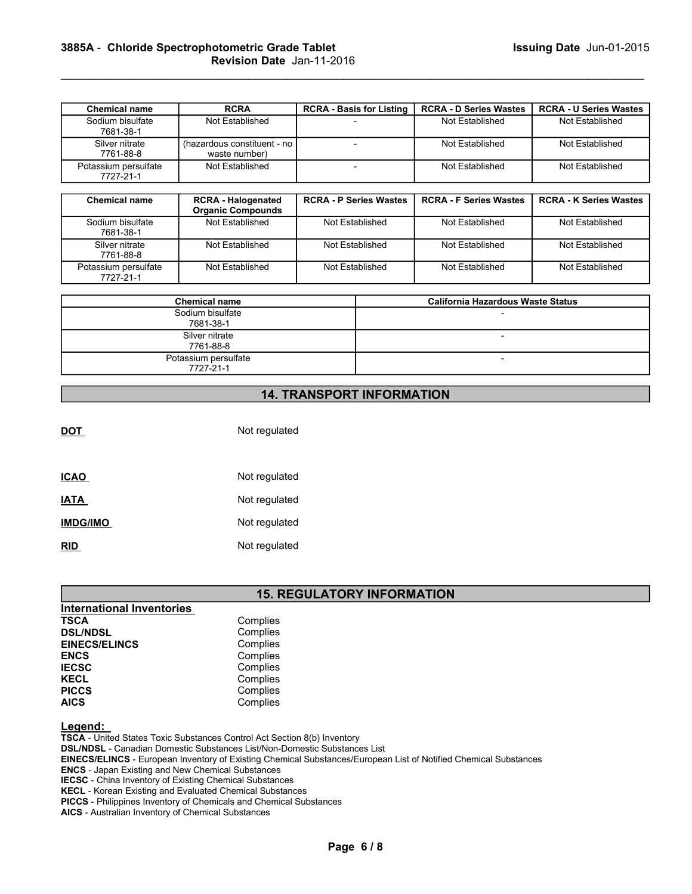| Chemical name | RCRA | RCRA - Basis for Listing | RCRA - D Series Wastes | RCRA - U Series Wastes |
| --- | --- | --- | --- | --- |
| Sodium bisulfate 7681-38-1 | Not Established | - | Not Established | Not Established |
| Silver nitrate 7761-88-8 | (hazardous constituent - no waste number) | - | Not Established | Not Established |
| Potassium persulfate 7727-21-1 | Not Established | - | Not Established | Not Established |

| Chemical name | RCRA - Halogenated Organic Compounds | RCRA - P Series Wastes | RCRA - F Series Wastes | RCRA - K Series Wastes |
| --- | --- | --- | --- | --- |
| Sodium bisulfate 7681-38-1 | Not Established | Not Established | Not Established | Not Established |
| Silver nitrate 7761-88-8 | Not Established | Not Established | Not Established | Not Established |
| Potassium persulfate 7727-21-1 | Not Established | Not Established | Not Established | Not Established |

| Chemical name | California Hazardous Waste Status |
| --- | --- |
| Sodium bisulfate 7681-38-1 | - |
| Silver nitrate 7761-88-8 | - |
| Potassium persulfate 7727-21-1 | - |

## 14. TRANSPORT INFORMATION

**DOT** Not regulated

**ICAO** Not regulated

**IATA** Not regulated

**IMDG/IMO** Not regulated

**RID** Not regulated

## 15. REGULATORY INFORMATION

**International Inventories**

**TSCA** Complies
**DSL/NDSL** Complies
**EINECS/ELINCS** Complies
**ENCS** Complies
**IECSC** Complies
**KECL** Complies
**PICCS** Complies
**AICS** Complies

**Legend:**

**TSCA** - United States Toxic Substances Control Act Section 8(b) Inventory
**DSL/NDSL** - Canadian Domestic Substances List/Non-Domestic Substances List
**EINECS/ELINCS** - European Inventory of Existing Chemical Substances/European List of Notified Chemical Substances
**ENCS** - Japan Existing and New Chemical Substances
**IECSC** - China Inventory of Existing Chemical Substances
**KECL** - Korean Existing and Evaluated Chemical Substances
**PICCS** - Philippines Inventory of Chemicals and Chemical Substances
**AICS** - Australian Inventory of Chemical Substances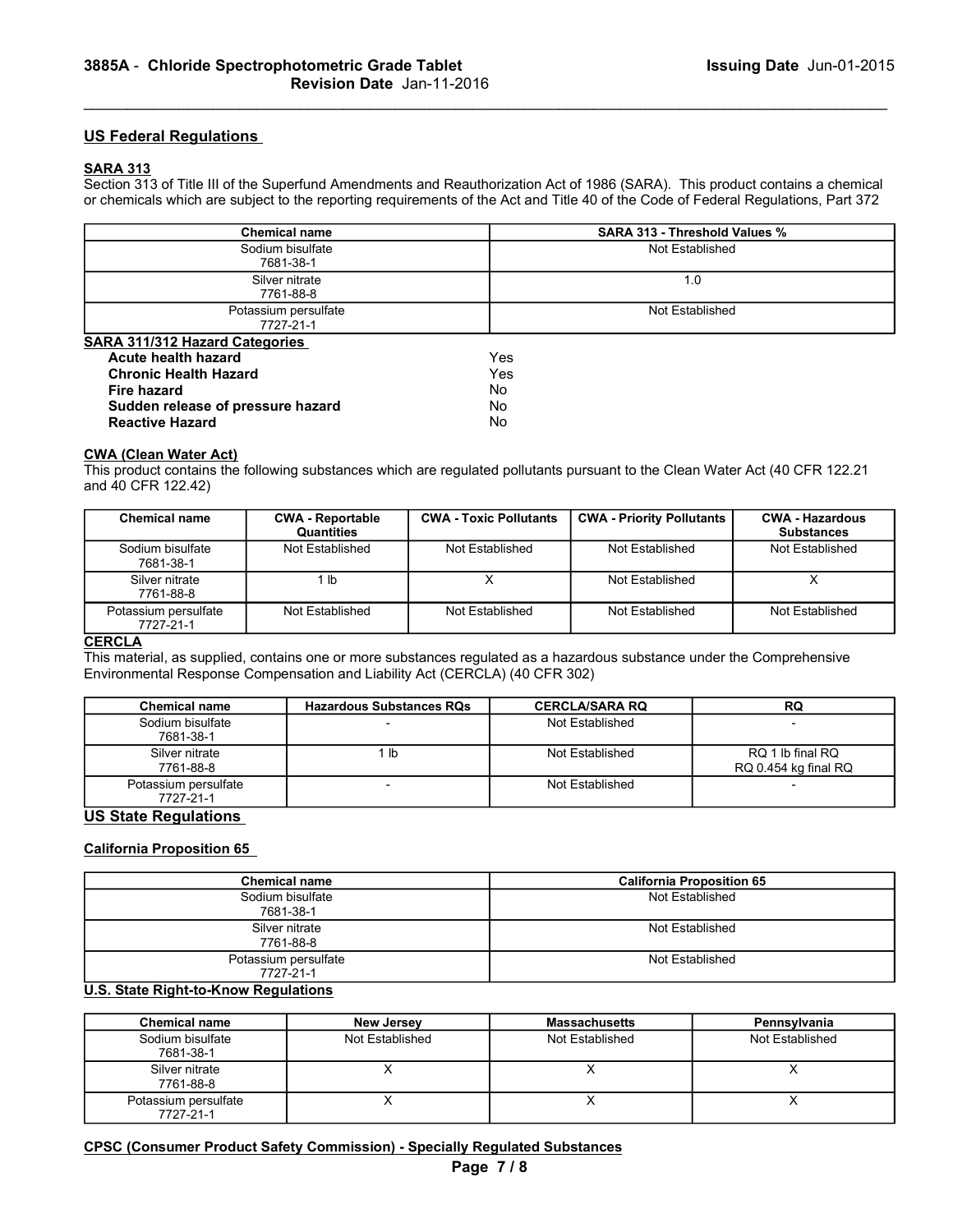## US Federal Regulations

### SARA 313

Section 313 of Title III of the Superfund Amendments and Reauthorization Act of 1986 (SARA). This product contains a chemical or chemicals which are subject to the reporting requirements of the Act and Title 40 of the Code of Federal Regulations, Part 372

| Chemical name | SARA 313 - Threshold Values % |
|---|---|
| Sodium bisulfate 7681-38-1 | Not Established |
| Silver nitrate 7761-88-8 | 1.0 |
| Potassium persulfate 7727-21-1 | Not Established |

### SARA 311/312 Hazard Categories

| | |
|---|---|
| **Acute health hazard** | Yes |
| **Chronic Health Hazard** | Yes |
| **Fire hazard** | No |
| **Sudden release of pressure hazard** | No |
| **Reactive Hazard** | No |

### CWA (Clean Water Act)

This product contains the following substances which are regulated pollutants pursuant to the Clean Water Act (40 CFR 122.21 and 40 CFR 122.42)

| Chemical name | CWA - Reportable Quantities | CWA - Toxic Pollutants | CWA - Priority Pollutants | CWA - Hazardous Substances |
|---|---|---|---|---|
| Sodium bisulfate 7681-38-1 | Not Established | Not Established | Not Established | Not Established |
| Silver nitrate 7761-88-8 | 1 lb | X | Not Established | X |
| Potassium persulfate 7727-21-1 | Not Established | Not Established | Not Established | Not Established |

### CERCLA

This material, as supplied, contains one or more substances regulated as a hazardous substance under the Comprehensive Environmental Response Compensation and Liability Act (CERCLA) (40 CFR 302)

| Chemical name | Hazardous Substances RQs | CERCLA/SARA RQ | RQ |
|---|---|---|---|
| Sodium bisulfate 7681-38-1 | - | Not Established | - |
| Silver nitrate 7761-88-8 | 1 lb | Not Established | RQ 1 lb final RQ<br>RQ 0.454 kg final RQ |
| Potassium persulfate 7727-21-1 | - | Not Established | - |

## US State Regulations

### California Proposition 65

| Chemical name | California Proposition 65 |
|---|---|
| Sodium bisulfate 7681-38-1 | Not Established |
| Silver nitrate 7761-88-8 | Not Established |
| Potassium persulfate 7727-21-1 | Not Established |

### U.S. State Right-to-Know Regulations

| Chemical name | New Jersey | Massachusetts | Pennsylvania |
|---|---|---|---|
| Sodium bisulfate 7681-38-1 | Not Established | Not Established | Not Established |
| Silver nitrate 7761-88-8 | X | X | X |
| Potassium persulfate 7727-21-1 | X | X | X |

### CPSC (Consumer Product Safety Commission) - Specially Regulated Substances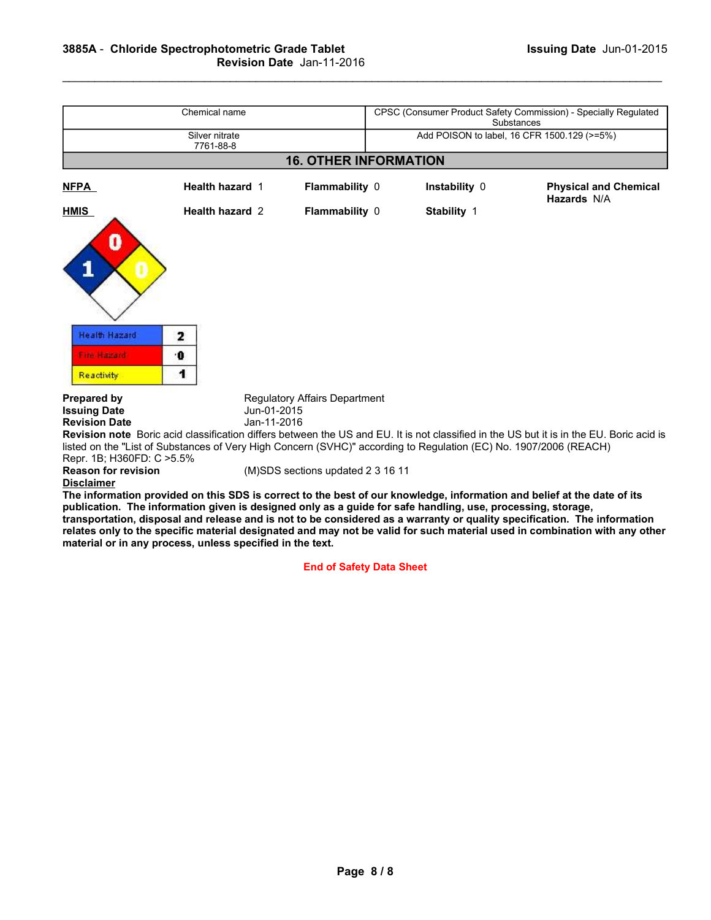| Chemical name | CPSC (Consumer Product Safety Commission) - Specially Regulated Substances |
| --- | --- |
| Silver nitrate 7761-88-8 | Add POISON to label, 16 CFR 1500.129 (>=5%) |

## 16. OTHER INFORMATION

| | | | | |
| --- | --- | --- | --- | --- |
| **NFPA** | **Health hazard** 1 | **Flammability** 0 | **Instability** 0 | **Physical and Chemical Hazards** N/A |
| **HMIS** | **Health hazard** 2 | **Flammability** 0 | **Stability** 1 | |

| | |
| --- | --- |
| Health Hazard | 2 |
| Fire Hazard | 0 |
| Reactivity | 1 |

**Prepared by** Regulatory Affairs Department
**Issuing Date** Jun-01-2015
**Revision Date** Jan-11-2016
**Revision note** Boric acid classification differs between the US and EU. It is not classified in the US but it is in the EU. Boric acid is listed on the "List of Substances of Very High Concern (SVHC)" according to Regulation (EC) No. 1907/2006 (REACH) Repr. 1B; H360FD: C >5.5%
**Reason for revision** (M)SDS sections updated 2 3 16 11

**Disclaimer**

**The information provided on this SDS is correct to the best of our knowledge, information and belief at the date of its publication. The information given is designed only as a guide for safe handling, use, processing, storage, transportation, disposal and release and is not to be considered as a warranty or quality specification. The information relates only to the specific material designated and may not be valid for such material used in combination with any other material or in any process, unless specified in the text.**

**End of Safety Data Sheet**